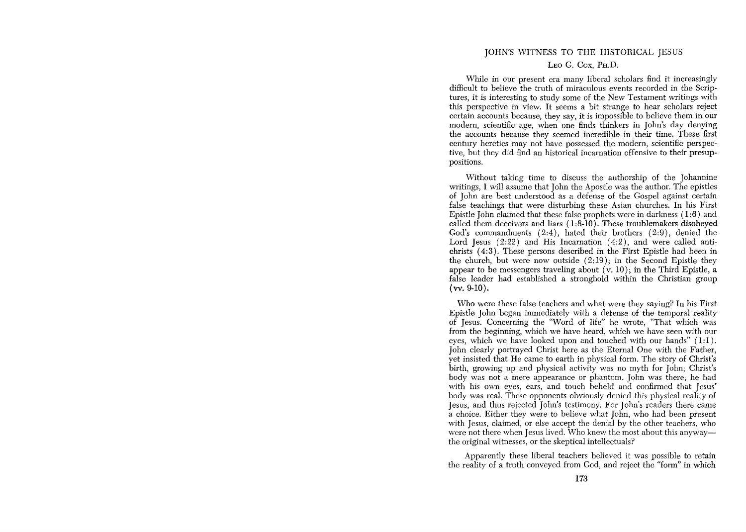# JOHN'S WITNESS TO THE HISTORICAL JESUS

LEO G. COX, PH.D.

While in our present era many liberal scholars find it increasingly difficult to believe the truth of miraculous events recorded in the Scriptures, it is interesting to study some of the New Testament writings with this perspective in view. It seems a bit strange to hear scholars reject certain accounts because, they say, it is impossible to believe them in our modern, scientific age, when one finds thinkers in John's day denying the accounts because they seemed incredible in their time. These first century heretics may not have possessed the modern, scientific perspective, but they did find an historical incarnation offensive to their presuppositions.

Without taking time to discuss the authorship of the Johannine writings, I will assume that John the Apostle was the author. The epistles of John are best understood as a defense of the Gospel against certain false teachings that were disturbing these Asian churches. In his First Epistle John claimed that these false prophets were in darkness (1:6) and called them deceivers and liars (1:8-10). These troublemakers disobeyed God's commandments (2:4), hated their brothers (2:9), denied the Lord Jesus (2:22) and His Incarnation (4:2), and were called antichrists (4:3). These persons described in the First Epistle had been in the church, but were now outside (2:19); in the Second Epistle they appear to be messengers traveling about (v. 10); in the Third Epistle, a false leader had established a stronghold within the Christian group (vv. 9-10).

Who were these false teachers and what were they saying? In his First Epistle John began immediately with a defense of the temporal reality of Jesus. Concerning the "Word of life" he wrote, "That which was from the beginning, which we have heard, which we have seen with our eyes, which we have looked upon and touched with our hands" (1:1). John clearly portrayed Christ here as the Eternal One with the Father, yet insisted that He came to earth in physical form. The story of Christ's birth, growing up and physical activity was no myth for John; Christ's body was not a mere appearance or phantom. John was there; he had with his own eyes, ears, and touch beheld and confirmed that Jesus' body was real. These opponents obviously denied this physical reality of Jesus, and thus rejected John's testimony. For John's readers there came a choice. Either they were to believe what John, who had been present with Jesus, claimed, or else accept the denial by the other teachers, who were not there when Jesus lived. Who knew the most about this anyway—the original witnesses, or the skeptical intellectuals?

Apparently these liberal teachers believed it was possible to retain the reality of a truth conveyed from God, and reject the "form" in which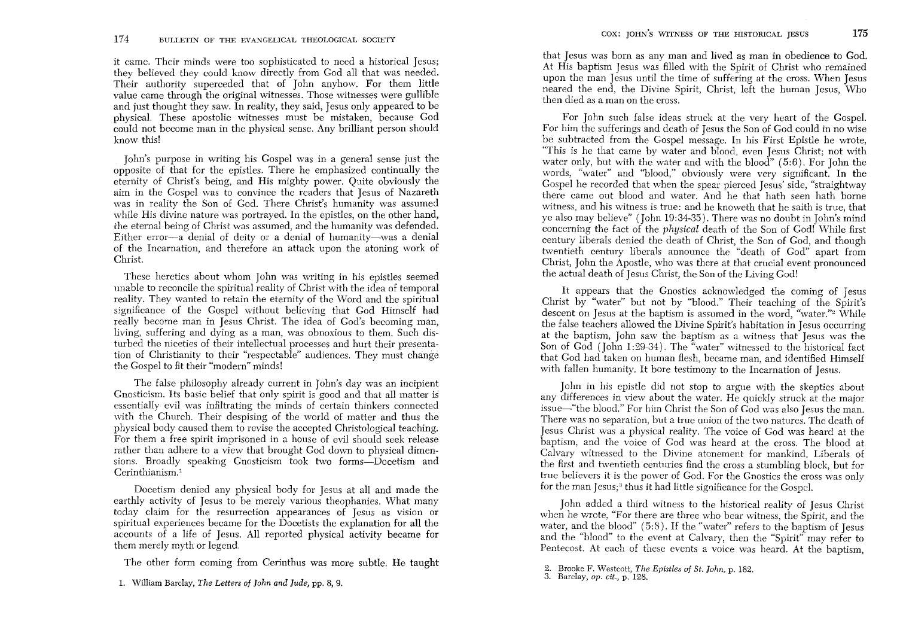it came. Their minds were too sophisticated to need a historical Jesus; they believed they could know directly from God all that was needed. Their authority superceded that of John anyhow. For them little value came through the original witnesses. Those witnesses were gullible and just thought they saw. In reality, they said, Jesus only appeared to be physical. These apostolic witnesses must be mistaken, because God could not become man in the physical sense. Any brilliant person should know this!

John's purpose in writing his Gospel was in a general sense just the opposite of that for the epistles. There he emphasized continually the eternity of Christ's being, and His mighty power. Quite obviously the aim in the Gospel was to convince the readers that Jesus of Nazareth was in reality the Son of God. There Christ's humanity was assumed while His divine nature was portrayed. In the epistles, on the other hand, the eternal being of Christ was assumed, and the humanity was defended. Either error—a denial of deity or a denial of humanity—was a denial of the Incarnation, and therefore an attack upon the atoning work of Christ.

These heretics about whom John was writing in his epistles seemed unable to reconcile the spiritual reality of Christ with the idea of temporal reality. They wanted to retain the eternity of the Word and the spiritual significance of the Gospel without believing that God Himself had really become man in Jesus Christ. The idea of God's becoming man, living, suffering and dying as a man, was obnoxious to them. Such disturbed the niceties of their intellectual processes and hurt their presentation of Christianity to their "respectable" audiences. They must change the Gospel to fit their "modern" minds!

The false philosophy already current in John's day was an incipient Gnosticism. Its basic belief that only spirit is good and that all matter is essentially evil was infiltrating the minds of certain thinkers connected with the Church. Their despising of the world of matter and thus the physical body caused them to revise the accepted Christological teaching. For them a free spirit imprisoned in a house of evil should seek release rather than adhere to a view that brought God down to physical dimensions. Broadly speaking Gnosticism took two forms—Docetism and Cerinthianism.[1]

Docetism denied any physical body for Jesus at all and made the earthly activity of Jesus to be merely various theophanies. What many today claim for the resurrection appearances of Jesus as vision or spiritual experiences became for the Docetists the explanation for all the accounts of a life of Jesus. All reported physical activity became for them merely myth or legend.

The other form coming from Cerinthus was more subtle. He taught that Jesus was born as any man and lived as man in obedience to God. At His baptism Jesus was filled with the Spirit of Christ who remained upon the man Jesus until the time of suffering at the cross. When Jesus neared the end, the Divine Spirit, Christ, left the human Jesus, Who then died as a man on the cross.

For John such false ideas struck at the very heart of the Gospel. For him the sufferings and death of Jesus the Son of God could in no wise be subtracted from the Gospel message. In his First Epistle he wrote, "This is he that came by water and blood, even Jesus Christ; not with water only, but with the water and with the blood" (5:6). For John the words, "water" and "blood," obviously were very significant. In the Gospel he recorded that when the spear pierced Jesus' side, "straightway there came out blood and water. And he that hath seen hath borne witness, and his witness is true: and he knoweth that he saith is true, that ye also may believe" (John 19:34-35). There was no doubt in John's mind concerning the fact of the *physical* death of the Son of God! While first century liberals denied the death of Christ, the Son of God, and though twentieth century liberals announce the "death of God" apart from Christ, John the Apostle, who was there at that crucial event pronounced the actual death of Jesus Christ, the Son of the Living God!

It appears that the Gnostics acknowledged the coming of Jesus Christ by "water" but not by "blood." Their teaching of the Spirit's descent on Jesus at the baptism is assumed in the word, "water."[2] While the false teachers allowed the Divine Spirit's habitation in Jesus occurring at the baptism, John saw the baptism as a witness that Jesus was the Son of God (John 1:29-34). The "water" witnessed to the historical fact that God had taken on human flesh, became man, and identified Himself with fallen humanity. It bore testimony to the Incarnation of Jesus.

John in his epistle did not stop to argue with the skeptics about any differences in view about the water. He quickly struck at the major issue—"the blood." For him Christ the Son of God was also Jesus the man. There was no separation, but a true union of the two natures. The death of Jesus Christ was a physical reality. The voice of God was heard at the baptism, and the voice of God was heard at the cross. The blood at Calvary witnessed to the Divine atonement for mankind. Liberals of the first and twentieth centuries find the cross a stumbling block, but for true believers it is the power of God. For the Gnostics the cross was only for the man Jesus;[3] thus it had little significance for the Gospel.

John added a third witness to the historical reality of Jesus Christ when he wrote, "For there are three who bear witness, the Spirit, and the water, and the blood" (5:8). If the "water" refers to the baptism of Jesus and the "blood" to the event at Calvary, then the "Spirit" may refer to Pentecost. At each of these events a voice was heard. At the baptism,

1. William Barclay, *The Letters of John and Jude*, pp. 8, 9.

2. Brooke F. Westcott, *The Epistles of St. John*, p. 182.
3. Barclay, *op. cit.*, p. 128.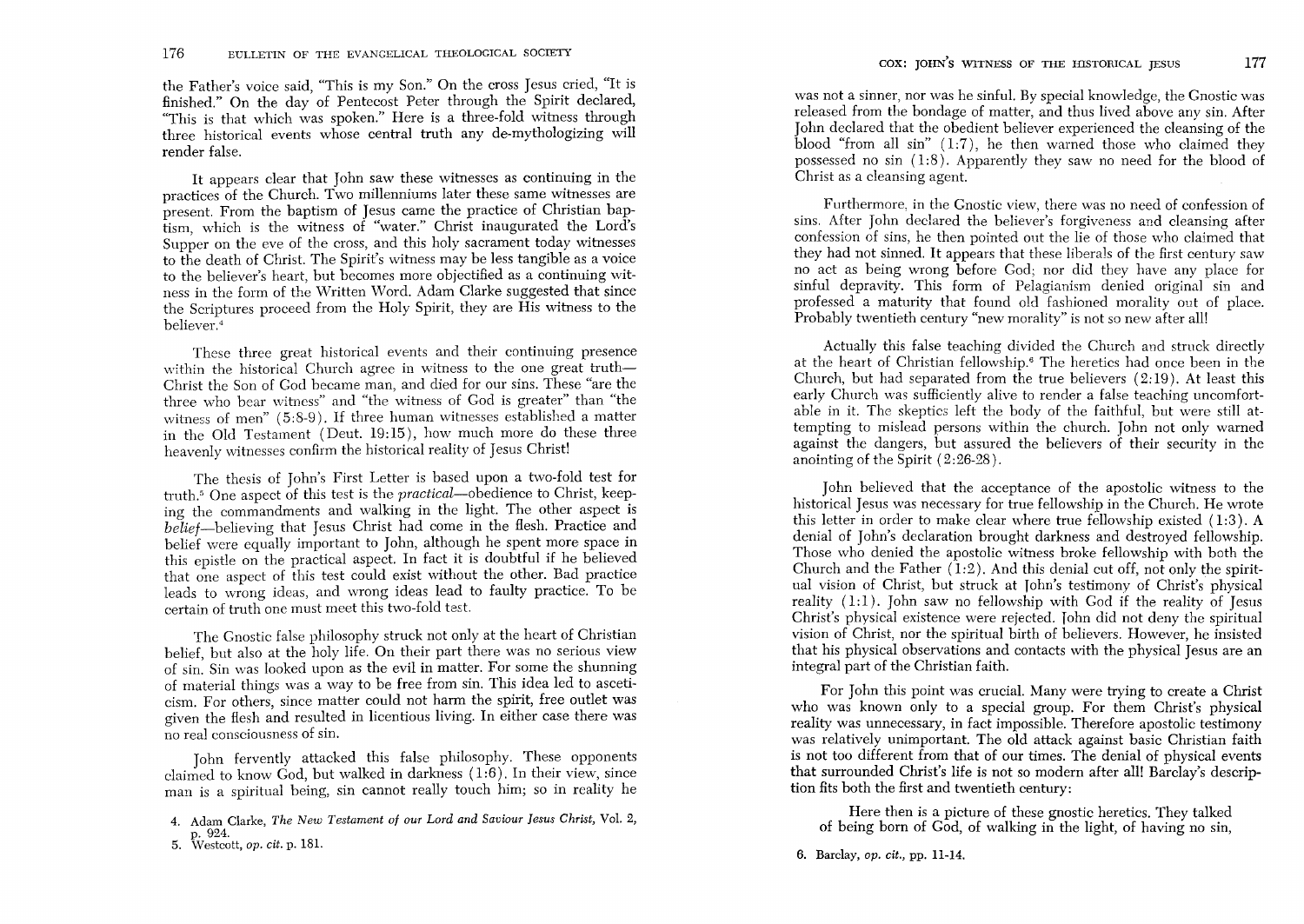the Father's voice said, "This is my Son." On the cross Jesus cried, "It is finished." On the day of Pentecost Peter through the Spirit declared, "This is that which was spoken." Here is a three-fold witness through three historical events whose central truth any de-mythologizing will render false.

It appears clear that John saw these witnesses as continuing in the practices of the Church. Two millenniums later these same witnesses are present. From the baptism of Jesus came the practice of Christian baptism, which is the witness of "water." Christ inaugurated the Lord's Supper on the eve of the cross, and this holy sacrament today witnesses to the death of Christ. The Spirit's witness may be less tangible as a voice to the believer's heart, but becomes more objectified as a continuing witness in the form of the Written Word. Adam Clarke suggested that since the Scriptures proceed from the Holy Spirit, they are His witness to the believer.[4]

These three great historical events and their continuing presence within the historical Church agree in witness to the one great truth—Christ the Son of God became man, and died for our sins. These "are the three who bear witness" and "the witness of God is greater" than "the witness of men" (5:8-9). If three human witnesses established a matter in the Old Testament (Deut. 19:15), how much more do these three heavenly witnesses confirm the historical reality of Jesus Christ!

The thesis of John's First Letter is based upon a two-fold test for truth.[5] One aspect of this test is the *practical*—obedience to Christ, keeping the commandments and walking in the light. The other aspect is *belief*—believing that Jesus Christ had come in the flesh. Practice and belief were equally important to John, although he spent more space in this epistle on the practical aspect. In fact it is doubtful if he believed that one aspect of this test could exist without the other. Bad practice leads to wrong ideas, and wrong ideas lead to faulty practice. To be certain of truth one must meet this two-fold test.

The Gnostic false philosophy struck not only at the heart of Christian belief, but also at the holy life. On their part there was no serious view of sin. Sin was looked upon as the evil in matter. For some the shunning of material things was a way to be free from sin. This idea led to asceticism. For others, since matter could not harm the spirit, free outlet was given the flesh and resulted in licentious living. In either case there was no real consciousness of sin.

John fervently attacked this false philosophy. These opponents claimed to know God, but walked in darkness (1:6). In their view, since man is a spiritual being, sin cannot really touch him; so in reality he was not a sinner, nor was he sinful. By special knowledge, the Gnostic was released from the bondage of matter, and thus lived above any sin. After John declared that the obedient believer experienced the cleansing of the blood "from all sin" (1:7), he then warned those who claimed they possessed no sin (1:8). Apparently they saw no need for the blood of Christ as a cleansing agent.

Furthermore, in the Gnostic view, there was no need of confession of sins. After John declared the believer's forgiveness and cleansing after confession of sins, he then pointed out the lie of those who claimed that they had not sinned. It appears that these liberals of the first century saw no act as being wrong before God; nor did they have any place for sinful depravity. This form of Pelagianism denied original sin and professed a maturity that found old fashioned morality out of place. Probably twentieth century "new morality" is not so new after all!

Actually this false teaching divided the Church and struck directly at the heart of Christian fellowship.[6] The heretics had once been in the Church, but had separated from the true believers (2:19). At least this early Church was sufficiently alive to render a false teaching uncomfortable in it. The skeptics left the body of the faithful, but were still attempting to mislead persons within the church. John not only warned against the dangers, but assured the believers of their security in the anointing of the Spirit (2:26-28).

John believed that the acceptance of the apostolic witness to the historical Jesus was necessary for true fellowship in the Church. He wrote this letter in order to make clear where true fellowship existed (1:3). A denial of John's declaration brought darkness and destroyed fellowship. Those who denied the apostolic witness broke fellowship with both the Church and the Father (1:2). And this denial cut off, not only the spiritual vision of Christ, but struck at John's testimony of Christ's physical reality (1:1). John saw no fellowship with God if the reality of Jesus Christ's physical existence were rejected. John did not deny the spiritual vision of Christ, or the spiritual birth of believers. However, he insisted that his physical observations and contacts with the physical Jesus are an integral part of the Christian faith.

For John this point was crucial. Many were trying to create a Christ who was known only to a special group. For them Christ's physical reality was unnecessary, in fact impossible. Therefore apostolic testimony was relatively unimportant. The old attack against basic Christian faith is not too different from that of our times. The denial of physical events that surrounded Christ's life is not so modern after all! Barclay's description fits both the first and twentieth century:

> Here then is a picture of these gnostic heretics. They talked of being born of God, of walking in the light, of having no sin,

4. Adam Clarke, *The New Testament of our Lord and Saviour Jesus Christ*, Vol. 2, p. 924.
5. Westcott, *op. cit.* p. 181.
6. Barclay, *op. cit.*, pp. 11-14.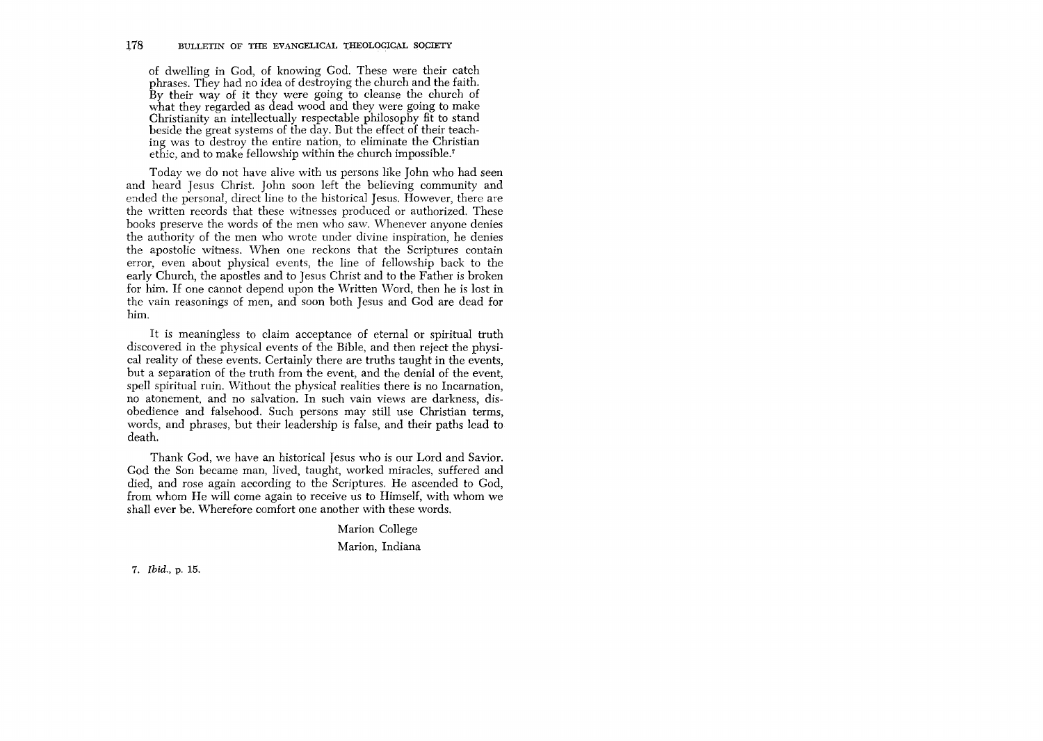> of dwelling in God, of knowing God. These were their catch phrases. They had no idea of destroying the church and the faith. By their way of it they were going to cleanse the church of what they regarded as dead wood and they were going to make Christianity an intellectually respectable philosophy fit to stand beside the great systems of the day. But the effect of their teaching was to destroy the entire nation, to eliminate the Christian ethic, and to make fellowship within the church impossible.[7]

Today we do not have alive with us persons like John who had seen and heard Jesus Christ. John soon left the believing community and ended the personal, direct line to the historical Jesus. However, there are the written records that these witnesses produced or authorized. These books preserve the words of the men who saw. Whenever anyone denies the authority of the men who wrote under divine inspiration, he denies the apostolic witness. When one reckons that the Scriptures contain error, even about physical events, the line of fellowship back to the early Church, the apostles and to Jesus Christ and to the Father is broken for him. If one cannot depend upon the Written Word, then he is lost in the vain reasonings of men, and soon both Jesus and God are dead for him.

It is meaningless to claim acceptance of eternal or spiritual truth discovered in the physical events of the Bible, and then reject the physical reality of these events. Certainly there are truths taught in the events, but a separation of the truth from the event, and the denial of the event, spell spiritual ruin. Without the physical realities there is no Incarnation, no atonement, and no salvation. In such vain views are darkness, disobedience and falsehood. Such persons may still use Christian terms, words, and phrases, but their leadership is false, and their paths lead to death.

Thank God, we have an historical Jesus who is our Lord and Savior. God the Son became man, lived, taught, worked miracles, suffered and died, and rose again according to the Scriptures. He ascended to God, from whom He will come again to receive us to Himself, with whom we shall ever be. Wherefore comfort one another with these words.

Marion College
Marion, Indiana

7. *Ibid.*, p. 15.